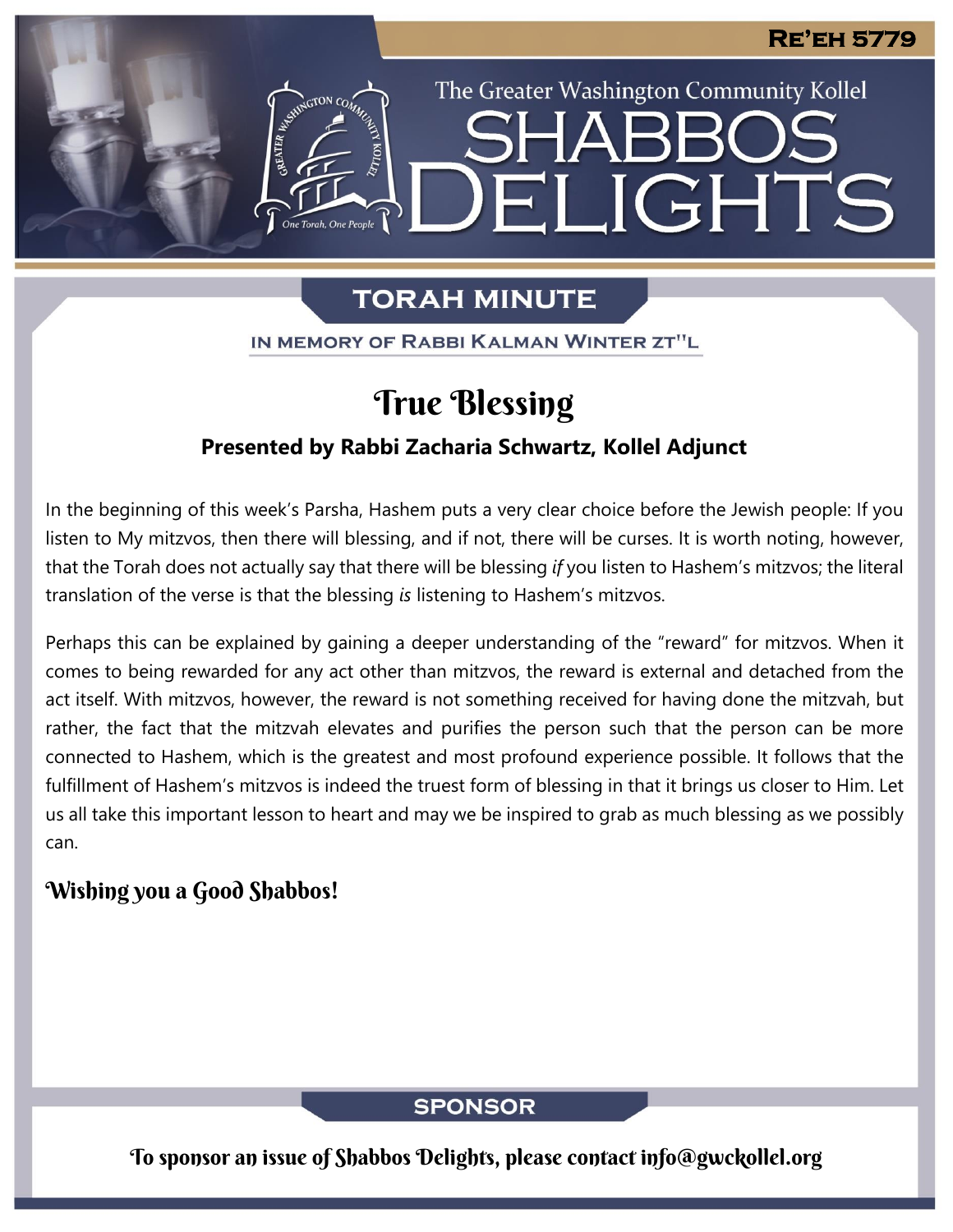# Re'eh 5779

The Greater Washington Community Kollel

# Shabbos Delights

## Torah Minute

In memory of Rabbi Kalman Winter zt"l

## True Blessing

**Presented by Rabbi Zacharia Schwartz, Kollel Adjunct**

In the beginning of this week's Parsha, Hashem puts a very clear choice before the Jewish people: If you listen to My mitzvos, then there will blessing, and if not, there will be curses. It is worth noting, however, that the Torah does not actually say that there will be blessing *if* you listen to Hashem's mitzvos; the literal translation of the verse is that the blessing *is* listening to Hashem's mitzvos.

Perhaps this can be explained by gaining a deeper understanding of the "reward" for mitzvos. When it comes to being rewarded for any act other than mitzvos, the reward is external and detached from the act itself. With mitzvos, however, the reward is not something received for having done the mitzvah, but rather, the fact that the mitzvah elevates and purifies the person such that the person can be more connected to Hashem, which is the greatest and most profound experience possible. It follows that the fulfillment of Hashem's mitzvos is indeed the truest form of blessing in that it brings us closer to Him. Let us all take this important lesson to heart and may we be inspired to grab as much blessing as we possibly can.

**Wishing you a Good Shabbos!**

## Sponsor

To sponsor an issue of Shabbos Delights, please contact info@gwckollel.org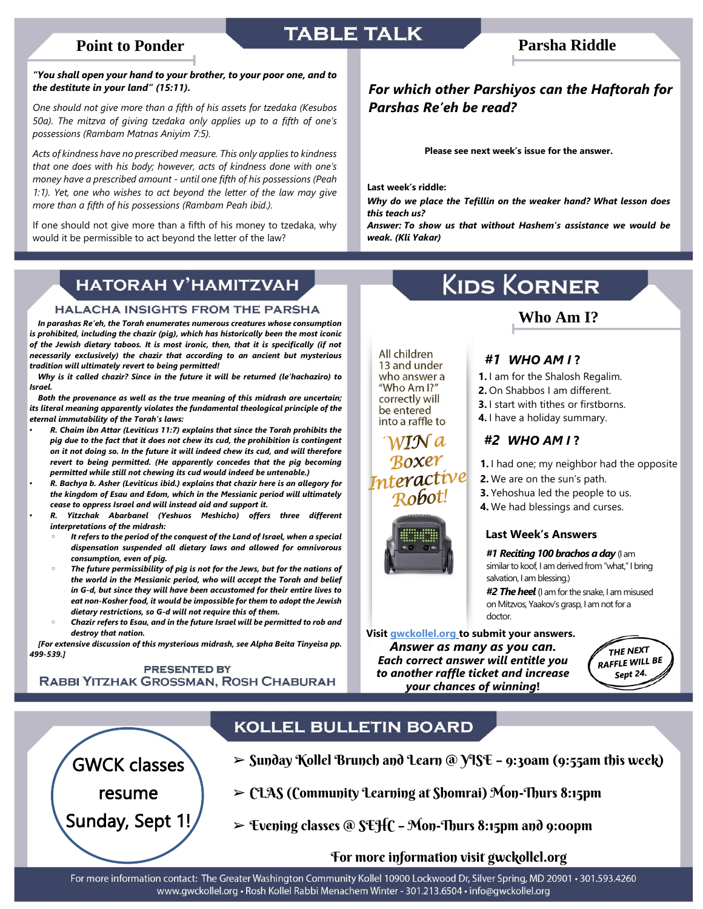# TABLE TALK

## Point to Ponder

***"You shall open your hand to your brother, to your poor one, and to the destitute in your land" (15:11).***

*One should not give more than a fifth of his assets for tzedaka (Kesubos 50a). The mitzva of giving tzedaka only applies up to a fifth of one's possessions (Rambam Matnas Aniyim 7:5).*

*Acts of kindness have no prescribed measure. This only applies to kindness that one does with his body; however, acts of kindness done with one's money have a prescribed amount - until one fifth of his possessions (Peah 1:1). Yet, one who wishes to act beyond the letter of the law may give more than a fifth of his possessions (Rambam Peah ibid.).*

If one should not give more than a fifth of his money to tzedaka, why would it be permissible to act beyond the letter of the law?

## Parsha Riddle

***For which other Parshiyos can the Haftorah for Parshas Re'eh be read?***

**Please see next week's issue for the answer.**

**Last week's riddle:**

***Why do we place the Tefillin on the weaker hand? What lesson does this teach us?***

***Answer: To show us that without Hashem's assistance we would be weak. (Kli Yakar)***

# HATORAH V'HAMITZVAH

## HALACHA INSIGHTS FROM THE PARSHA

***In parashas Re'eh, the Torah enumerates numerous creatures whose consumption is prohibited, including the chazir (pig), which has historically been the most iconic of the Jewish dietary taboos. It is most ironic, then, that it is specifically (if not necessarily exclusively) the chazir that according to an ancient but mysterious tradition will ultimately revert to being permitted!***

***Why is it called chazir? Since in the future it will be returned (le'hachaziro) to Israel.***

***Both the provenance as well as the true meaning of this midrash are uncertain; its literal meaning apparently violates the fundamental theological principle of the eternal immutability of the Torah's laws:***

- ***R. Chaim ibn Attar (Leviticus 11:7) explains that since the Torah prohibits the pig due to the fact that it does not chew its cud, the prohibition is contingent on it not doing so. In the future it will indeed chew its cud, and will therefore revert to being permitted. (He apparently concedes that the pig becoming permitted while still not chewing its cud would indeed be untenable.)***
- ***R. Bachya b. Asher (Leviticus ibid.) explains that chazir here is an allegory for the kingdom of Esau and Edom, which in the Messianic period will ultimately cease to oppress Israel and will instead aid and support it.***
- ***R. Yitzchak Abarbanel (Yeshuos Meshicho) offers three different interpretations of the midrash:***
  - ***It refers to the period of the conquest of the Land of Israel, when a special dispensation suspended all dietary laws and allowed for omnivorous consumption, even of pig.***
  - ***The future permissibility of pig is not for the Jews, but for the nations of the world in the Messianic period, who will accept the Torah and belief in G-d, but since they will have been accustomed for their entire lives to eat non-Kosher food, it would be impossible for them to adopt the Jewish dietary restrictions, so G-d will not require this of them.***
  - ***Chazir refers to Esau, and in the future Israel will be permitted to rob and destroy that nation.***

***[For extensive discussion of this mysterious midrash, see Alpha Beita Tinyeisa pp. 499-539.]***

PRESENTED BY
RABBI YITZHAK GROSSMAN, ROSH CHABURAH

# KIDS KORNER

## Who Am I?

All children 13 and under who answer a "Who Am I?" correctly will be entered into a raffle to

**WIN a Boxer Interactive Robot!**

### *#1 WHO AM I ?*

1. I am for the Shalosh Regalim.
2. On Shabbos I am different.
3. I start with tithes or firstborns.
4. I have a holiday summary.

### *#2 WHO AM I ?*

1. I had one; my neighbor had the opposite
2. We are on the sun's path.
3. Yehoshua led the people to us.
4. We had blessings and curses.

### Last Week's Answers

***#1 Reciting 100 brachos a day*** (I am similar to koof, I am derived from "what," I bring salvation, I am blessing.)

***#2 The heel*** (I am for the snake, I am misused on Mitzvos, Yaakov's grasp, I am not for a doctor.

**Visit gwckollel.org to submit your answers.**

***Answer as many as you can. Each correct answer will entitle you to another raffle ticket and increase your chances of winning!***

*THE NEXT RAFFLE WILL BE Sept 24.*

# KOLLEL BULLETIN BOARD

GWCK classes resume Sunday, Sept 1!

- Sunday Kollel Brunch and Learn @ YISE - 9:30am (9:55am this week)
- CLAS (Community Learning at Shomrai) Mon-Thurs 8:15pm
- Evening classes @ SEHC - Mon-Thurs 8:15pm and 9:00pm

For more information visit gwckollel.org

For more information contact: The Greater Washington Community Kollel 10900 Lockwood Dr, Silver Spring, MD 20901 • 301.593.4260
www.gwckollel.org • Rosh Kollel Rabbi Menachem Winter - 301.213.6504 • info@gwckollel.org